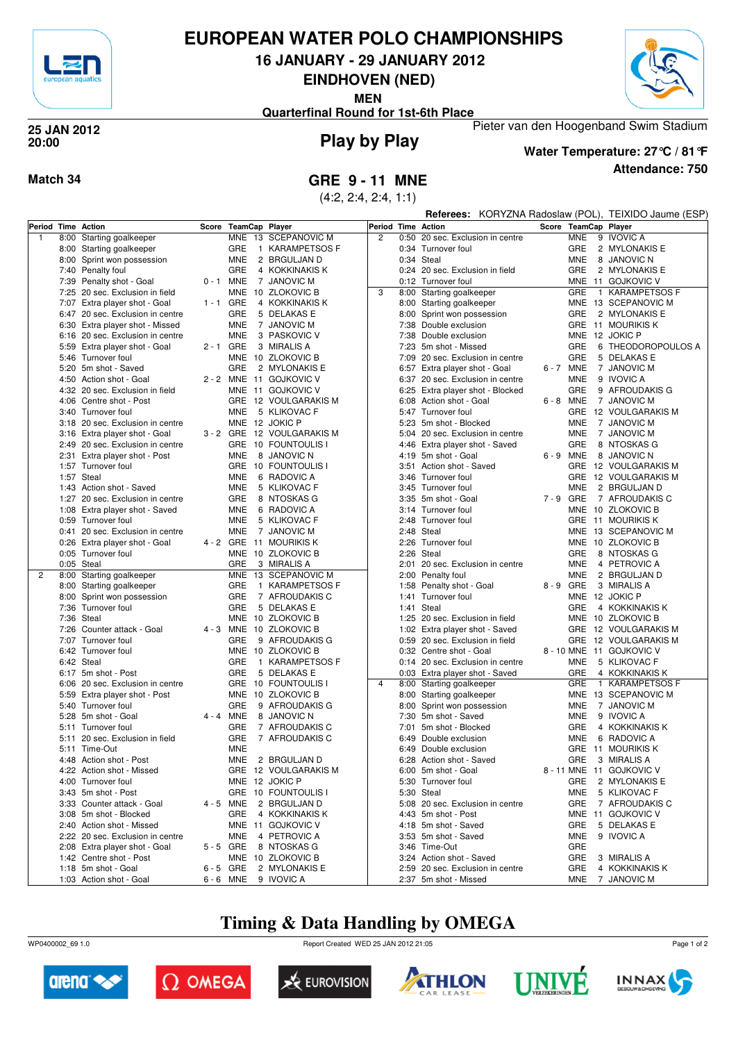# EUROPEAN WATER POLO CHAMPIONSHIPS

## 16 JANUARY - 29 JANUARY 2012

## EINDHOVEN (NED)

**MEN**

**Quarterfinal Round for 1st-6th Place**

**25 JAN 2012**
**20:00**

## Play by Play

Pieter van den Hoogenband Swim Stadium

**Water Temperature: 27°C / 81°F**

**Attendance: 750**

**Match 34**

## GRE 9 - 11 MNE

(4:2, 2:4, 2:4, 1:1)

**Referees:** KORYZNA Radoslaw (POL), TEIXIDO Jaume (ESP)

| Period | Time | Action | Score | TeamCap | Player |
|---|---|---|---|---|---|
| 1 | 8:00 | Starting goalkeeper | | MNE 13 | SCEPANOVIC M |
| | 8:00 | Starting goalkeeper | | GRE 1 | KARAMPETSOS F |
| | 8:00 | Sprint won possession | | MNE 2 | BRGULJAN D |
| | 7:40 | Penalty foul | | GRE 4 | KOKKINAKIS K |
| | 7:39 | Penalty shot - Goal | 0 - 1 | MNE 7 | JANOVIC M |
| | 7:25 | 20 sec. Exclusion in field | | MNE 10 | ZLOKOVIC B |
| | 7:07 | Extra player shot - Goal | 1 - 1 | GRE 4 | KOKKINAKIS K |
| | 6:47 | 20 sec. Exclusion in centre | | GRE 5 | DELAKAS E |
| | 6:30 | Extra player shot - Missed | | MNE 7 | JANOVIC M |
| | 6:16 | 20 sec. Exclusion in centre | | MNE 3 | PASKOVIC V |
| | 5:59 | Extra player shot - Goal | 2 - 1 | GRE 3 | MIRALIS A |
| | 5:46 | Turnover foul | | MNE 10 | ZLOKOVIC B |
| | 5:20 | 5m shot - Saved | | GRE 2 | MYLONAKIS E |
| | 4:50 | Action shot - Goal | 2 - 2 | MNE 11 | GOJKOVIC V |
| | 4:32 | 20 sec. Exclusion in field | | MNE 11 | GOJKOVIC V |
| | 4:06 | Centre shot - Post | | GRE 12 | VOULGARAKIS M |
| | 3:40 | Turnover foul | | MNE 5 | KLIKOVAC F |
| | 3:18 | 20 sec. Exclusion in centre | | MNE 12 | JOKIC P |
| | 3:16 | Extra player shot - Goal | 3 - 2 | GRE 12 | VOULGARAKIS M |
| | 2:49 | 20 sec. Exclusion in centre | | GRE 10 | FOUNTOULIS I |
| | 2:31 | Extra player shot - Post | | MNE 8 | JANOVIC N |
| | 1:57 | Turnover foul | | GRE 10 | FOUNTOULIS I |
| | 1:57 | Steal | | MNE 6 | RADOVIC A |
| | 1:43 | Action shot - Saved | | MNE 5 | KLIKOVAC F |
| | 1:27 | 20 sec. Exclusion in centre | | GRE 8 | NTOSKAS G |
| | 1:08 | Extra player shot - Saved | | MNE 6 | RADOVIC A |
| | 0:59 | Turnover foul | | MNE 5 | KLIKOVAC F |
| | 0:41 | 20 sec. Exclusion in centre | | MNE 7 | JANOVIC M |
| | 0:26 | Extra player shot - Goal | 4 - 2 | GRE 11 | MOURIKIS K |
| | 0:05 | Turnover foul | | MNE 10 | ZLOKOVIC B |
| | 0:05 | Steal | | GRE 3 | MIRALIS A |
| 2 | 8:00 | Starting goalkeeper | | MNE 13 | SCEPANOVIC M |
| | 8:00 | Starting goalkeeper | | GRE 1 | KARAMPETSOS F |
| | 8:00 | Sprint won possession | | GRE 7 | AFROUDAKIS C |
| | 7:36 | Turnover foul | | GRE 5 | DELAKAS E |
| | 7:36 | Steal | | MNE 10 | ZLOKOVIC B |
| | 7:26 | Counter attack - Goal | 4 - 3 | MNE 10 | ZLOKOVIC B |
| | 7:07 | Turnover foul | | GRE 9 | AFROUDAKIS G |
| | 6:42 | Turnover foul | | MNE 10 | ZLOKOVIC B |
| | 6:42 | Steal | | GRE 1 | KARAMPETSOS F |
| | 6:17 | 5m shot - Post | | GRE 5 | DELAKAS E |
| | 6:06 | 20 sec. Exclusion in centre | | GRE 10 | FOUNTOULIS I |
| | 5:59 | Extra player shot - Post | | MNE 10 | ZLOKOVIC B |
| | 5:40 | Turnover foul | | GRE 9 | AFROUDAKIS G |
| | 5:28 | 5m shot - Goal | 4 - 4 | MNE 8 | JANOVIC N |
| | 5:11 | Turnover foul | | GRE 7 | AFROUDAKIS C |
| | 5:11 | 20 sec. Exclusion in field | | GRE 7 | AFROUDAKIS C |
| | 5:11 | Time-Out | | MNE | |
| | 4:48 | Action shot - Post | | MNE 2 | BRGULJAN D |
| | 4:22 | Action shot - Missed | | GRE 12 | VOULGARAKIS M |
| | 4:00 | Turnover foul | | MNE 12 | JOKIC P |
| | 3:43 | 5m shot - Post | | GRE 10 | FOUNTOULIS I |
| | 3:33 | Counter attack - Goal | 4 - 5 | MNE 2 | BRGULJAN D |
| | 3:08 | 5m shot - Blocked | | GRE 4 | KOKKINAKIS K |
| | 2:40 | Action shot - Missed | | MNE 11 | GOJKOVIC V |
| | 2:22 | 20 sec. Exclusion in centre | | MNE 4 | PETROVIC A |
| | 2:08 | Extra player shot - Goal | 5 - 5 | GRE 8 | NTOSKAS G |
| | 1:42 | Centre shot - Post | | MNE 10 | ZLOKOVIC B |
| | 1:18 | 5m shot - Goal | 6 - 5 | GRE 2 | MYLONAKIS E |
| | 1:03 | Action shot - Goal | 6 - 6 | MNE 9 | IVOVIC A |
| 2 | 0:50 | 20 sec. Exclusion in centre | | MNE 9 | IVOVIC A |
| | 0:34 | Turnover foul | | GRE 2 | MYLONAKIS E |
| | 0:34 | Steal | | MNE 8 | JANOVIC N |
| | 0:24 | 20 sec. Exclusion in field | | GRE 2 | MYLONAKIS E |
| | 0:12 | Turnover foul | | MNE 11 | GOJKOVIC V |
| 3 | 8:00 | Starting goalkeeper | | GRE 1 | KARAMPETSOS F |
| | 8:00 | Starting goalkeeper | | MNE 13 | SCEPANOVIC M |
| | 8:00 | Sprint won possession | | GRE 2 | MYLONAKIS E |
| | 7:38 | Double exclusion | | GRE 11 | MOURIKIS K |
| | 7:38 | Double exclusion | | MNE 12 | JOKIC P |
| | 7:23 | 5m shot - Missed | | GRE 6 | THEODOROPOULOS A |
| | 7:09 | 20 sec. Exclusion in centre | | GRE 5 | DELAKAS E |
| | 6:57 | Extra player shot - Goal | 6 - 7 | MNE 7 | JANOVIC M |
| | 6:37 | 20 sec. Exclusion in centre | | MNE 9 | IVOVIC A |
| | 6:25 | Extra player shot - Blocked | | GRE 9 | AFROUDAKIS G |
| | 6:08 | Action shot - Goal | 6 - 8 | MNE 7 | JANOVIC M |
| | 5:47 | Turnover foul | | GRE 12 | VOULGARAKIS M |
| | 5:23 | 5m shot - Blocked | | MNE 7 | JANOVIC M |
| | 5:04 | 20 sec. Exclusion in centre | | MNE 7 | JANOVIC M |
| | 4:46 | Extra player shot - Saved | | GRE 8 | NTOSKAS G |
| | 4:19 | 5m shot - Goal | 6 - 9 | MNE 8 | JANOVIC N |
| | 3:51 | Action shot - Saved | | GRE 12 | VOULGARAKIS M |
| | 3:46 | Turnover foul | | GRE 12 | VOULGARAKIS M |
| | 3:45 | Turnover foul | | MNE 2 | BRGULJAN D |
| | 3:35 | 5m shot - Goal | 7 - 9 | GRE 7 | AFROUDAKIS C |
| | 3:14 | Turnover foul | | MNE 10 | ZLOKOVIC B |
| | 2:48 | Turnover foul | | GRE 11 | MOURIKIS K |
| | 2:48 | Steal | | MNE 13 | SCEPANOVIC M |
| | 2:26 | Turnover foul | | MNE 10 | ZLOKOVIC B |
| | 2:26 | Steal | | GRE 8 | NTOSKAS G |
| | 2:01 | 20 sec. Exclusion in centre | | MNE 4 | PETROVIC A |
| | 2:00 | Penalty foul | | MNE 2 | BRGULJAN D |
| | 1:58 | Penalty shot - Goal | 8 - 9 | GRE 3 | MIRALIS A |
| | 1:41 | Turnover foul | | MNE 12 | JOKIC P |
| | 1:41 | Steal | | GRE 4 | KOKKINAKIS K |
| | 1:25 | 20 sec. Exclusion in field | | MNE 10 | ZLOKOVIC B |
| | 1:02 | Extra player shot - Saved | | GRE 12 | VOULGARAKIS M |
| | 0:59 | 20 sec. Exclusion in field | | GRE 12 | VOULGARAKIS M |
| | 0:32 | Centre shot - Goal | 8 - 10 | MNE 11 | GOJKOVIC V |
| | 0:14 | 20 sec. Exclusion in centre | | MNE 5 | KLIKOVAC F |
| | 0:03 | Extra player shot - Saved | | GRE 4 | KOKKINAKIS K |
| 4 | 8:00 | Starting goalkeeper | | GRE 1 | KARAMPETSOS F |
| | 8:00 | Starting goalkeeper | | MNE 13 | SCEPANOVIC M |
| | 8:00 | Sprint won possession | | MNE 7 | JANOVIC M |
| | 7:30 | 5m shot - Saved | | MNE 9 | IVOVIC A |
| | 7:01 | 5m shot - Blocked | | GRE 4 | KOKKINAKIS K |
| | 6:49 | Double exclusion | | MNE 6 | RADOVIC A |
| | 6:49 | Double exclusion | | GRE 11 | MOURIKIS K |
| | 6:28 | Action shot - Saved | | GRE 3 | MIRALIS A |
| | 6:00 | 5m shot - Goal | 8 - 11 | MNE 11 | GOJKOVIC V |
| | 5:30 | Turnover foul | | GRE 2 | MYLONAKIS E |
| | 5:30 | Steal | | MNE 5 | KLIKOVAC F |
| | 5:08 | 20 sec. Exclusion in centre | | GRE 7 | AFROUDAKIS C |
| | 4:43 | 5m shot - Post | | MNE 11 | GOJKOVIC V |
| | 4:18 | 5m shot - Saved | | GRE 5 | DELAKAS E |
| | 3:53 | 5m shot - Saved | | MNE 9 | IVOVIC A |
| | 3:46 | Time-Out | | GRE | |
| | 3:24 | Action shot - Saved | | GRE 3 | MIRALIS A |
| | 2:59 | 20 sec. Exclusion in centre | | GRE 4 | KOKKINAKIS K |
| | 2:37 | 5m shot - Missed | | MNE 7 | JANOVIC M |

## Timing & Data Handling by OMEGA

WP0400002_69 1.0 Report Created WED 25 JAN 2012 21:05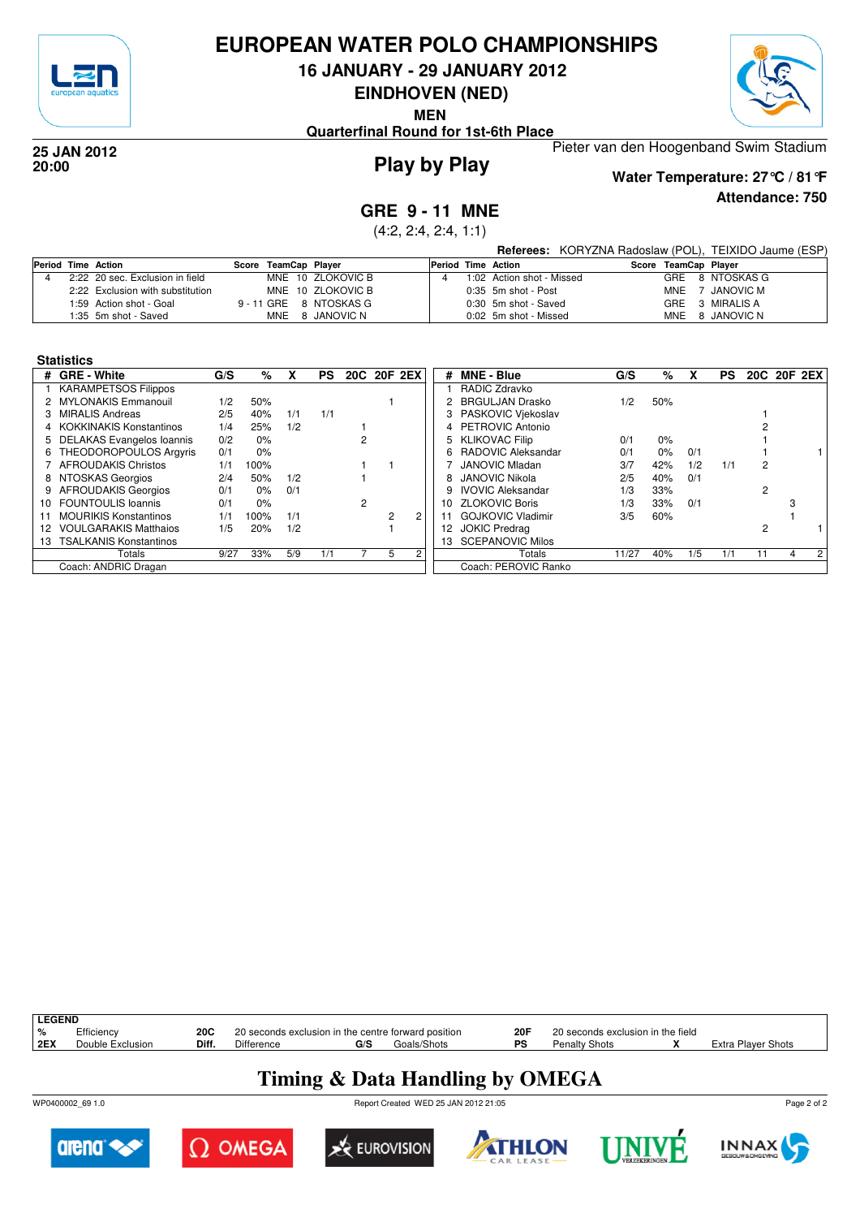# EUROPEAN WATER POLO CHAMPIONSHIPS

**16 JANUARY - 29 JANUARY 2012**

**EINDHOVEN (NED)**

**MEN**

**Quarterfinal Round for 1st-6th Place**

**25 JAN 2012**
**20:00**

Pieter van den Hoogenband Swim Stadium

## Play by Play

**Water Temperature: 27°C / 81°F**

**Attendance: 750**

### GRE 9 - 11 MNE

(4:2, 2:4, 2:4, 1:1)

**Referees:** KORYZNA Radoslaw (POL), TEIXIDO Jaume (ESP)

| Period | Time | Action | Score | TeamCap | Player |
|---|---|---|---|---|---|
| 4 | 2:22 | 20 sec. Exclusion in field | | MNE 10 | ZLOKOVIC B |
| | 2:22 | Exclusion with substitution | | MNE 10 | ZLOKOVIC B |
| | 1:59 | Action shot - Goal | 9 - 11 | GRE 8 | NTOSKAS G |
| | 1:35 | 5m shot - Saved | | MNE 8 | JANOVIC N |
| 4 | 1:02 | Action shot - Missed | | GRE 8 | NTOSKAS G |
| | 0:35 | 5m shot - Post | | MNE 7 | JANOVIC M |
| | 0:30 | 5m shot - Saved | | GRE 3 | MIRALIS A |
| | 0:02 | 5m shot - Missed | | MNE 8 | JANOVIC N |

### Statistics

| # | GRE - White | G/S | % | X | PS | 20C | 20F | 2EX |
|---|---|---|---|---|---|---|---|---|
| 1 | KARAMPETSOS Filippos | | | | | | | |
| 2 | MYLONAKIS Emmanouil | 1/2 | 50% | | | | 1 | |
| 3 | MIRALIS Andreas | 2/5 | 40% | 1/1 | 1/1 | | | |
| 4 | KOKKINAKIS Konstantinos | 1/4 | 25% | 1/2 | | 1 | | |
| 5 | DELAKAS Evangelos Ioannis | 0/2 | 0% | | | 2 | | |
| 6 | THEODOROPOULOS Argyris | 0/1 | 0% | | | | | |
| 7 | AFROUDAKIS Christos | 1/1 | 100% | | | 1 | 1 | |
| 8 | NTOSKAS Georgios | 2/4 | 50% | 1/2 | | 1 | | |
| 9 | AFROUDAKIS Georgios | 0/1 | 0% | 0/1 | | | | |
| 10 | FOUNTOULIS Ioannis | 0/1 | 0% | | | 2 | | |
| 11 | MOURIKIS Konstantinos | 1/1 | 100% | 1/1 | | | 2 | 2 |
| 12 | VOULGARAKIS Matthaios | 1/5 | 20% | 1/2 | | | 1 | |
| 13 | TSALKANIS Konstantinos | | | | | | | |
| | Totals | 9/27 | 33% | 5/9 | 1/1 | 7 | 5 | 2 |
| | Coach: ANDRIC Dragan | | | | | | | |

| # | MNE - Blue | G/S | % | X | PS | 20C | 20F | 2EX |
|---|---|---|---|---|---|---|---|---|
| 1 | RADIC Zdravko | | | | | | | |
| 2 | BRGULJAN Drasko | 1/2 | 50% | | | | | |
| 3 | PASKOVIC Vjekoslav | | | | | 1 | | |
| 4 | PETROVIC Antonio | | | | | 2 | | |
| 5 | KLIKOVAC Filip | 0/1 | 0% | | | 1 | | |
| 6 | RADOVIC Aleksandar | 0/1 | 0% | 0/1 | | 1 | | 1 |
| 7 | JANOVIC Mladan | 3/7 | 42% | 1/2 | 1/1 | 2 | | |
| 8 | JANOVIC Nikola | 2/5 | 40% | 0/1 | | | | |
| 9 | IVOVIC Aleksandar | 1/3 | 33% | | | 2 | | |
| 10 | ZLOKOVIC Boris | 1/3 | 33% | 0/1 | | | 3 | |
| 11 | GOJKOVIC Vladimir | 3/5 | 60% | | | | 1 | |
| 12 | JOKIC Predrag | | | | | 2 | | 1 |
| 13 | SCEPANOVIC Milos | | | | | | | |
| | Totals | 11/27 | 40% | 1/5 | 1/1 | 11 | 4 | 2 |
| | Coach: PEROVIC Ranko | | | | | | | |

| LEGEND | | | | | |
|---|---|---|---|---|---|
| % | Efficiency | 20C | 20 seconds exclusion in the centre forward position | 20F | 20 seconds exclusion in the field |
| 2EX | Double Exclusion | Diff. | Difference | G/S | Goals/Shots |
| PS | Penalty Shots | X | Extra Player Shots | | |

## Timing & Data Handling by OMEGA

WP0400002_69 1.0 Report Created WED 25 JAN 2012 21:05